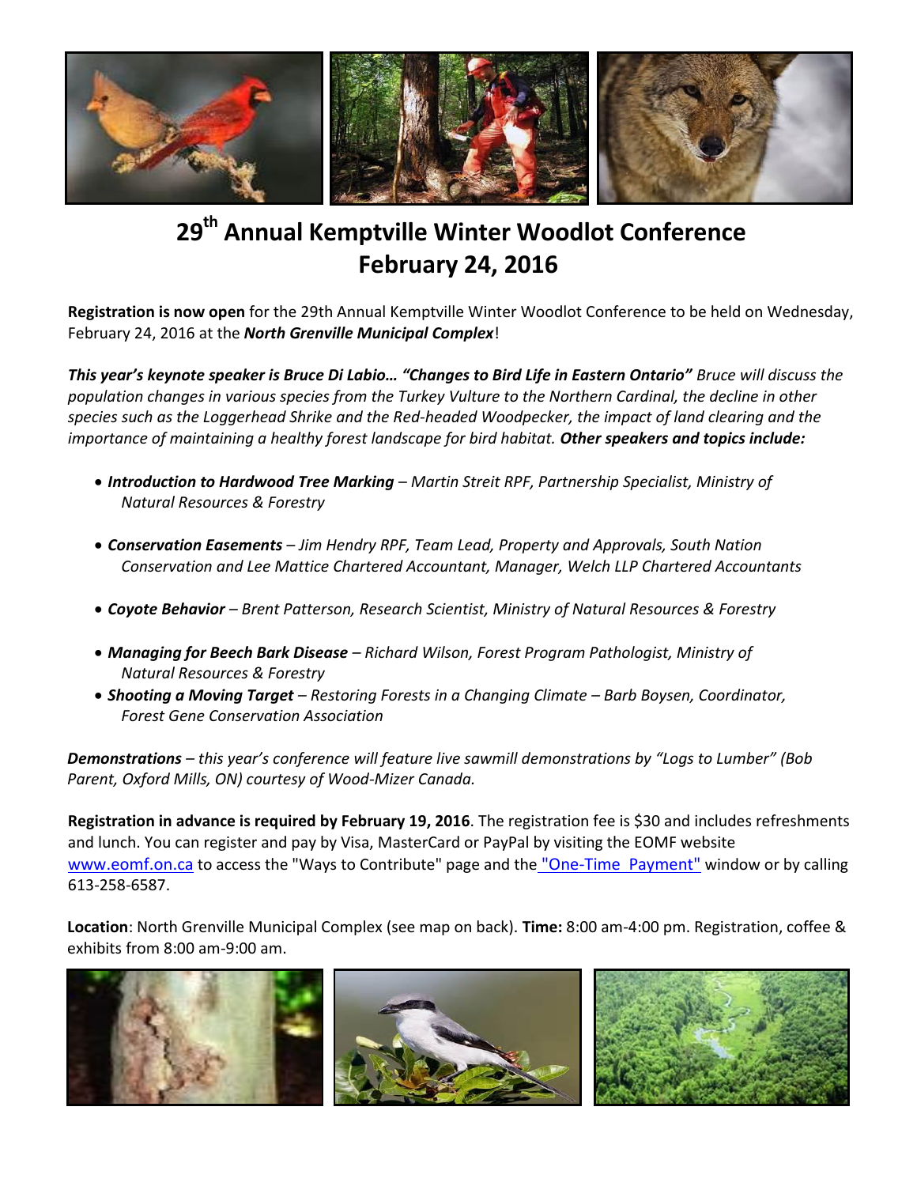# 29th Annual Kemptville Winter Woodlot Conference
# February 24, 2016

**Registration is now open** for the 29th Annual Kemptville Winter Woodlot Conference to be held on Wednesday, February 24, 2016 at the ***North Grenville Municipal Complex***!

***This year's keynote speaker is Bruce Di Labio… "Changes to Bird Life in Eastern Ontario"*** *Bruce will discuss the population changes in various species from the Turkey Vulture to the Northern Cardinal, the decline in other species such as the Loggerhead Shrike and the Red-headed Woodpecker, the impact of land clearing and the importance of maintaining a healthy forest landscape for bird habitat.* ***Other speakers and topics include:***

- ***Introduction to Hardwood Tree Marking*** *– Martin Streit RPF, Partnership Specialist, Ministry of Natural Resources & Forestry*
- ***Conservation Easements*** *– Jim Hendry RPF, Team Lead, Property and Approvals, South Nation Conservation and Lee Mattice Chartered Accountant, Manager, Welch LLP Chartered Accountants*
- ***Coyote Behavior*** *– Brent Patterson, Research Scientist, Ministry of Natural Resources & Forestry*
- ***Managing for Beech Bark Disease*** *– Richard Wilson, Forest Program Pathologist, Ministry of Natural Resources & Forestry*
- ***Shooting a Moving Target*** *– Restoring Forests in a Changing Climate – Barb Boysen, Coordinator, Forest Gene Conservation Association*

***Demonstrations*** *– this year's conference will feature live sawmill demonstrations by "Logs to Lumber" (Bob Parent, Oxford Mills, ON) courtesy of Wood-Mizer Canada.*

**Registration in advance is required by February 19, 2016**. The registration fee is $30 and includes refreshments and lunch. You can register and pay by Visa, MasterCard or PayPal by visiting the EOMF website www.eomf.on.ca to access the "Ways to Contribute" page and the "One-Time Payment" window or by calling 613-258-6587.

**Location**: North Grenville Municipal Complex (see map on back). **Time:** 8:00 am-4:00 pm. Registration, coffee & exhibits from 8:00 am-9:00 am.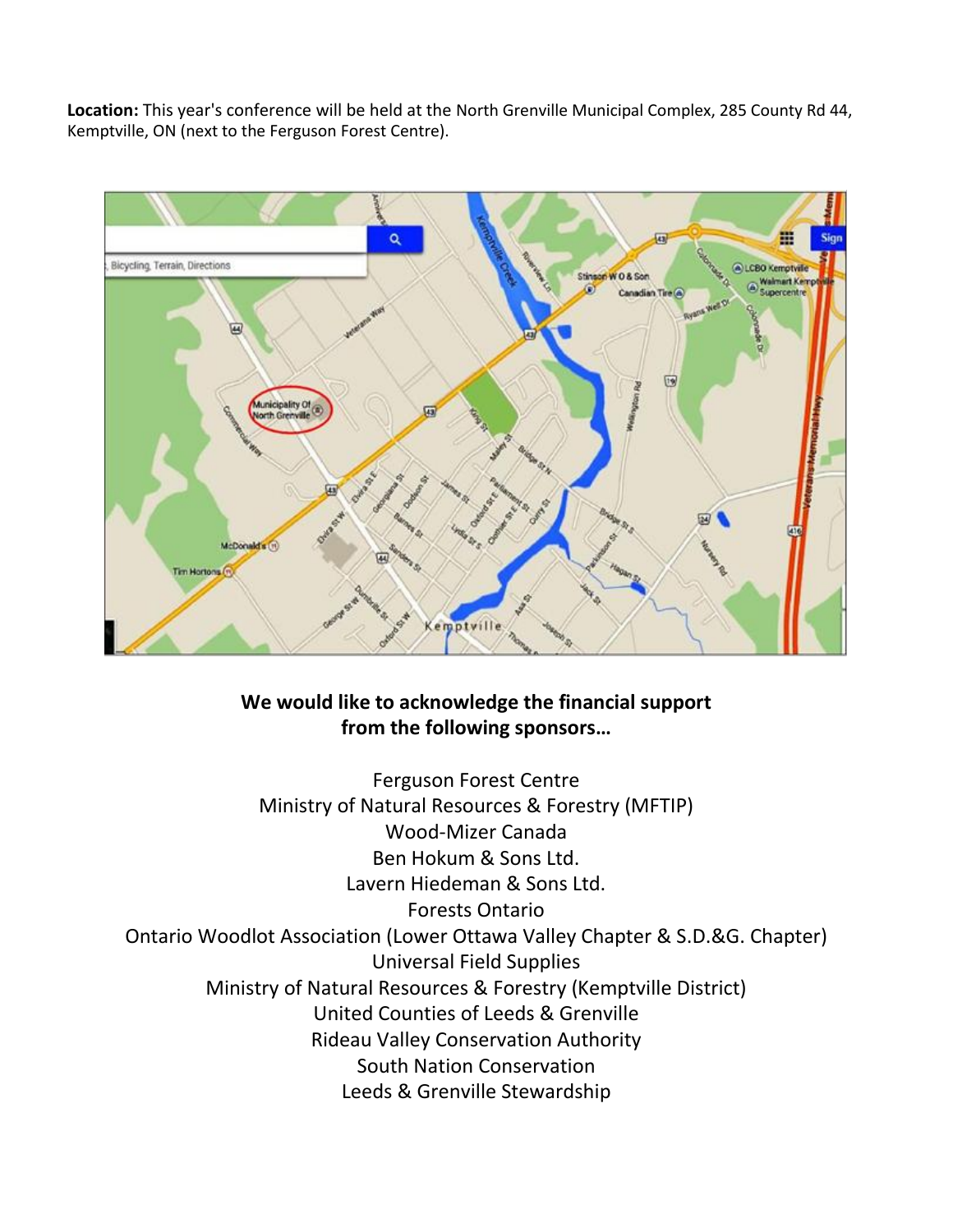**Location:** This year's conference will be held at the North Grenville Municipal Complex, 285 County Rd 44, Kemptville, ON (next to the Ferguson Forest Centre).

**We would like to acknowledge the financial support from the following sponsors…**

Ferguson Forest Centre
Ministry of Natural Resources & Forestry (MFTIP)
Wood-Mizer Canada
Ben Hokum & Sons Ltd.
Lavern Hiedeman & Sons Ltd.
Forests Ontario
Ontario Woodlot Association (Lower Ottawa Valley Chapter & S.D.&G. Chapter)
Universal Field Supplies
Ministry of Natural Resources & Forestry (Kemptville District)
United Counties of Leeds & Grenville
Rideau Valley Conservation Authority
South Nation Conservation
Leeds & Grenville Stewardship